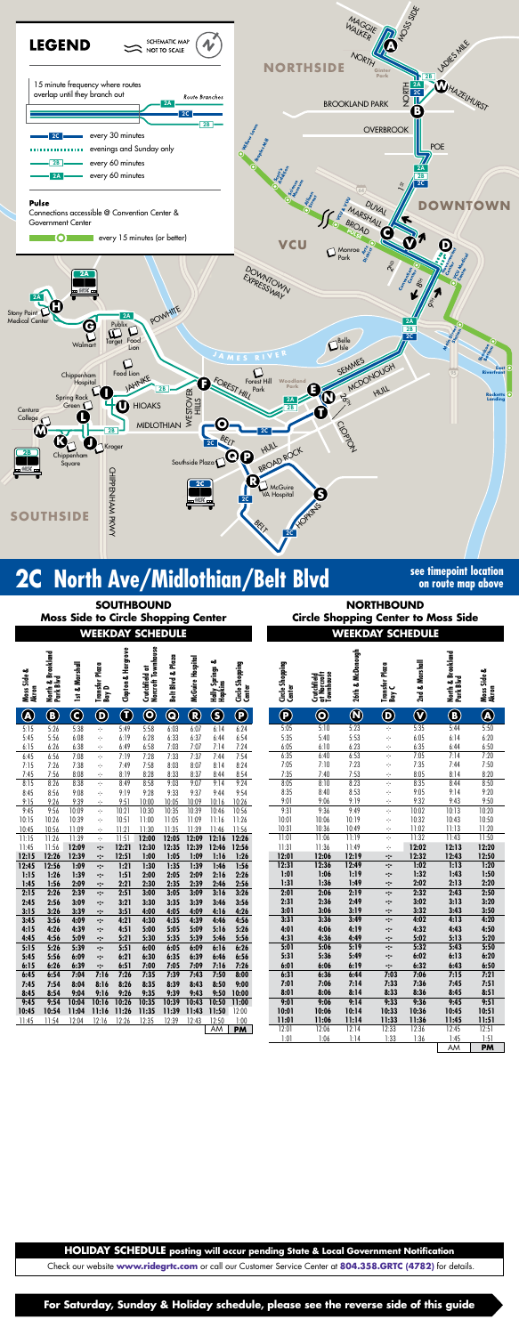## LEGEND

SCHEMATIC MAP NOT TO SCALE

15 minute frequency where routes overlap until they branch out — Route Branches 2A, 2C, 2B

- 2C — every 30 minutes
- evenings and Sunday only
- 2B — every 60 minutes
- 2A — every 60 minutes

**Pulse**
Connections accessible @ Convention Center & Government Center

every 15 minutes (or better)

# 2C North Ave/Midlothian/Belt Blvd

**see timepoint location on route map above**

## SOUTHBOUND
### Moss Side to Circle Shopping Center
### WEEKDAY SCHEDULE

| Moss Side & Akron | North & Brookland Park Blvd | 1st & Marshall | Transfer Plaza Bay D | Clopton & Hargrove | Crutchfield at Norcroft Townhouse | Belt Blvd & Plaza | McGuire Hospital | Holly Springs & Hopkins | Circle Shopping Center |
|---|---|---|---|---|---|---|---|---|---|
| A | B | C | D | T | O | Q | R | S | P |
| 5:15 | 5:26 | 5:38 | -:- | 5:49 | 5:58 | 6:03 | 6:07 | 6:14 | 6:24 |
| 5:45 | 5:56 | 6:08 | -:- | 6:19 | 6:28 | 6:33 | 6:37 | 6:44 | 6:54 |
| 6:15 | 6:26 | 6:38 | -:- | 6:49 | 6:58 | 7:03 | 7:07 | 7:14 | 7:24 |
| 6:45 | 6:56 | 7:08 | -:- | 7:19 | 7:28 | 7:33 | 7:37 | 7:44 | 7:54 |
| 7:15 | 7:26 | 7:38 | -:- | 7:49 | 7:58 | 8:03 | 8:07 | 8:14 | 8:24 |
| 7:45 | 7:56 | 8:08 | -:- | 8:19 | 8:28 | 8:33 | 8:37 | 8:44 | 8:54 |
| 8:15 | 8:26 | 8:38 | -:- | 8:49 | 8:58 | 9:03 | 9:07 | 9:14 | 9:24 |
| 8:45 | 8:56 | 9:08 | -:- | 9:19 | 9:28 | 9:33 | 9:37 | 9:44 | 9:54 |
| 9:15 | 9:26 | 9:39 | -:- | 9:51 | 10:00 | 10:05 | 10:09 | 10:16 | 10:26 |
| 9:45 | 9:56 | 10:09 | -:- | 10:21 | 10:30 | 10:35 | 10:39 | 10:46 | 10:56 |
| 10:15 | 10:26 | 10:39 | -:- | 10:51 | 11:00 | 11:05 | 11:09 | 11:16 | 11:26 |
| 10:45 | 10:56 | 11:09 | -:- | 11:21 | 11:30 | 11:35 | 11:39 | 11:46 | 11:56 |
| 11:15 | 11:26 | 11:39 | -:- | 11:51 | **12:00** | **12:05** | **12:09** | **12:16** | **12:26** |
| 11:45 | 11:56 | **12:09** | -:- | **12:21** | **12:30** | **12:35** | **12:39** | **12:46** | **12:56** |
| **12:15** | **12:26** | **12:39** | -:- | **12:51** | **1:00** | **1:05** | **1:09** | **1:16** | **1:26** |
| **12:45** | **12:56** | **1:09** | -:- | **1:21** | **1:30** | **1:35** | **1:39** | **1:46** | **1:56** |
| **1:15** | **1:26** | **1:39** | -:- | **1:51** | **2:00** | **2:05** | **2:09** | **2:16** | **2:26** |
| **1:45** | **1:56** | **2:09** | -:- | **2:21** | **2:30** | **2:35** | **2:39** | **2:46** | **2:56** |
| **2:15** | **2:26** | **2:39** | -:- | **2:51** | **3:00** | **3:05** | **3:09** | **3:16** | **3:26** |
| **2:45** | **2:56** | **3:09** | -:- | **3:21** | **3:30** | **3:35** | **3:39** | **3:46** | **3:56** |
| **3:15** | **3:26** | **3:39** | -:- | **3:51** | **4:00** | **4:05** | **4:09** | **4:16** | **4:26** |
| **3:45** | **3:56** | **4:09** | -:- | **4:21** | **4:30** | **4:35** | **4:39** | **4:46** | **4:56** |
| **4:15** | **4:26** | **4:39** | -:- | **4:51** | **5:00** | **5:05** | **5:09** | **5:16** | **5:26** |
| **4:45** | **4:56** | **5:09** | -:- | **5:21** | **5:30** | **5:35** | **5:39** | **5:46** | **5:56** |
| **5:15** | **5:26** | **5:39** | -:- | **5:51** | **6:00** | **6:05** | **6:09** | **6:16** | **6:26** |
| **5:45** | **5:56** | **6:09** | -:- | **6:21** | **6:30** | **6:35** | **6:39** | **6:46** | **6:56** |
| **6:15** | **6:26** | **6:39** | -:- | **6:51** | **7:00** | **7:05** | **7:09** | **7:16** | **7:26** |
| **6:45** | **6:54** | **7:04** | **7:16** | **7:26** | **7:35** | **7:39** | **7:43** | **7:50** | **8:00** |
| **7:45** | **7:54** | **8:04** | **8:16** | **8:26** | **8:35** | **8:39** | **8:43** | **8:50** | **9:00** |
| **8:45** | **8:54** | **9:04** | **9:16** | **9:26** | **9:35** | **9:39** | **9:43** | **9:50** | **10:00** |
| **9:45** | **9:54** | **10:04** | **10:16** | **10:26** | **10:35** | **10:39** | **10:43** | **10:50** | **11:00** |
| **10:45** | **10:54** | **11:04** | **11:16** | **11:26** | **11:35** | **11:39** | **11:43** | **11:50** | 12:00 |
| **11:45** | 11:54 | 12:04 | 12:16 | 12:26 | 12:35 | 12:39 | 12:43 | 12:50 | 1:00 |

AM **PM**

## NORTHBOUND
### Circle Shopping Center to Moss Side
### WEEKDAY SCHEDULE

| Circle Shopping Center | Crutchfield at Norcroft Townhouse | 26th & McDonough | Transfer Plaza Bay C | 2nd & Marshall | North & Brookland Park Blvd | Moss Side & Akron |
|---|---|---|---|---|---|---|
| P | O | N | D | V | B | A |
| 5:05 | 5:10 | 5:23 | -:- | 5:35 | 5:44 | 5:50 |
| 5:35 | 5:40 | 5:53 | -:- | 6:05 | 6:14 | 6:20 |
| 6:05 | 6:10 | 6:23 | -:- | 6:35 | 6:44 | 6:50 |
| 6:35 | 6:40 | 6:53 | -:- | 7:05 | 7:14 | 7:20 |
| 7:05 | 7:10 | 7:23 | -:- | 7:35 | 7:44 | 7:50 |
| 7:35 | 7:40 | 7:53 | -:- | 8:05 | 8:14 | 8:20 |
| 8:05 | 8:10 | 8:23 | -:- | 8:35 | 8:44 | 8:50 |
| 8:35 | 8:40 | 8:53 | -:- | 9:05 | 9:14 | 9:20 |
| 9:01 | 9:06 | 9:19 | -:- | 9:32 | 9:43 | 9:50 |
| 9:31 | 9:36 | 9:49 | -:- | 10:02 | 10:13 | 10:20 |
| 10:01 | 10:06 | 10:19 | -:- | 10:32 | 10:43 | 10:50 |
| 10:31 | 10:36 | 10:49 | -:- | 11:02 | 11:13 | 11:20 |
| 11:01 | 11:06 | 11:19 | -:- | 11:32 | 11:43 | 11:50 |
| 11:31 | 11:36 | 11:49 | -:- | **12:02** | **12:13** | **12:20** |
| **12:01** | **12:06** | **12:19** | -:- | **12:32** | **12:43** | **12:50** |
| **12:31** | **12:36** | **12:49** | -:- | **1:02** | **1:13** | **1:20** |
| **1:01** | **1:06** | **1:19** | -:- | **1:32** | **1:43** | **1:50** |
| **1:31** | **1:36** | **1:49** | -:- | **2:02** | **2:13** | **2:20** |
| **2:01** | **2:06** | **2:19** | -:- | **2:32** | **2:43** | **2:50** |
| **2:31** | **2:36** | **2:49** | -:- | **3:02** | **3:13** | **3:20** |
| **3:01** | **3:06** | **3:19** | -:- | **3:32** | **3:43** | **3:50** |
| **3:31** | **3:36** | **3:49** | -:- | **4:02** | **4:13** | **4:20** |
| **4:01** | **4:06** | **4:19** | -:- | **4:32** | **4:43** | **4:50** |
| **4:31** | **4:36** | **4:49** | -:- | **5:02** | **5:13** | **5:20** |
| **5:01** | **5:06** | **5:19** | -:- | **5:32** | **5:43** | **5:50** |
| **5:31** | **5:36** | **5:49** | -:- | **6:02** | **6:13** | **6:20** |
| **6:01** | **6:06** | **6:19** | -:- | **6:32** | **6:43** | **6:50** |
| **6:31** | **6:36** | **6:44** | **7:03** | **7:06** | **7:15** | **7:21** |
| **7:01** | **7:06** | **7:14** | **7:33** | **7:36** | **7:45** | **7:51** |
| **8:01** | **8:06** | **8:14** | **8:33** | **8:36** | **8:45** | **8:51** |
| **9:01** | **9:06** | **9:14** | **9:33** | **9:36** | **9:45** | **9:51** |
| **10:01** | **10:06** | **10:14** | **10:33** | **10:36** | **10:45** | **10:51** |
| **11:01** | **11:06** | **11:14** | **11:33** | **11:36** | **11:45** | **11:51** |
| 12:01 | 12:06 | 12:14 | 12:33 | 12:36 | 12:45 | 12:51 |
| 1:01 | 1:06 | 1:14 | 1:33 | 1:36 | 1:45 | 1:51 |

AM **PM**

**HOLIDAY SCHEDULE posting will occur pending State & Local Government Notification**

Check our website **www.ridegrtc.com** or call our Customer Service Center at **804.358.GRTC (4782)** for details.

**For Saturday, Sunday & Holiday schedule, please see the reverse side of this guide**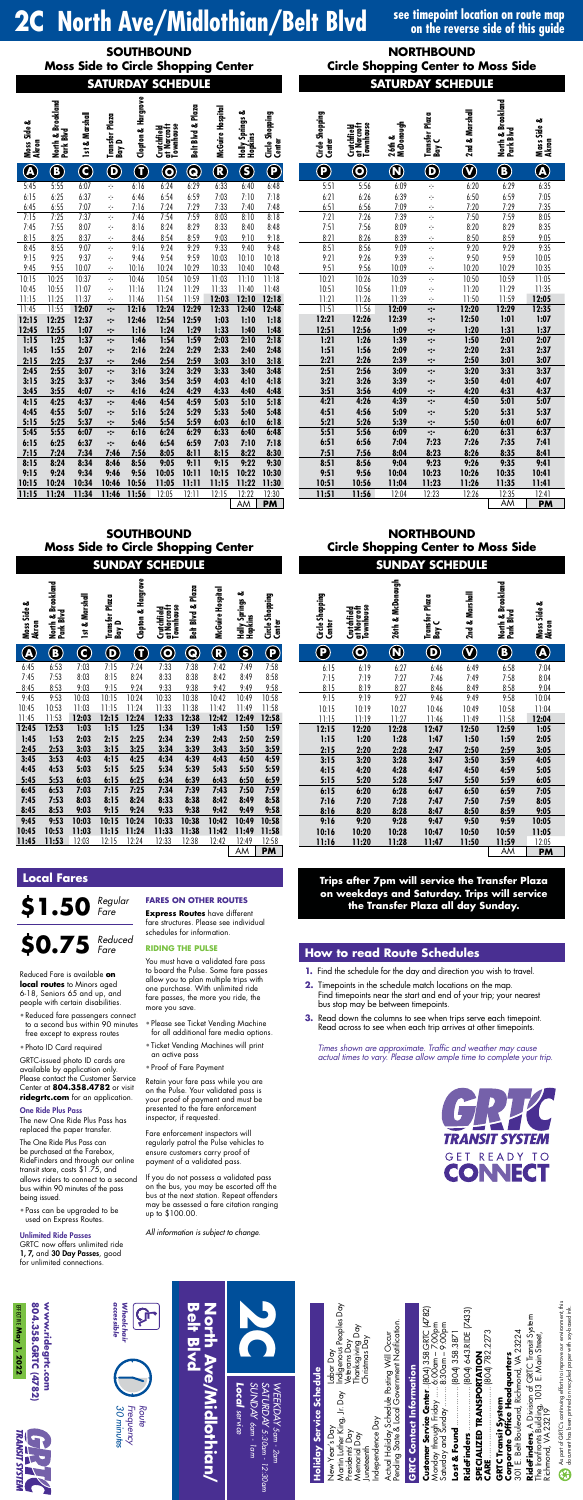# 2C North Ave/Midlothian/Belt Blvd

**see timepoint location on route map on the reverse side of this guide**

## SOUTHBOUND
## Moss Side to Circle Shopping Center
### SATURDAY SCHEDULE

| Moss Side & Akron | North & Brookland Park Blvd | 1st & Marshall | Transfer Plaza Bay D | Clopton & Hargrove | Crutchfield at Norcroft Townhouse | Belt Blvd & Plaza | McGuire Hospital | Holly Springs & Hopkins | Circle Shopping Center |
|---|---|---|---|---|---|---|---|---|---|
| A | B | C | D | T | O | Q | R | S | P |
| 5:45 | 5:55 | 6:07 | -:- | 6:16 | 6:24 | 6:29 | 6:33 | 6:40 | 6:48 |
| 6:15 | 6:25 | 6:37 | -:- | 6:46 | 6:54 | 6:59 | 7:03 | 7:10 | 7:18 |
| 6:45 | 6:55 | 7:07 | -:- | 7:16 | 7:24 | 7:29 | 7:33 | 7:40 | 7:48 |
| 7:15 | 7:25 | 7:37 | -:- | 7:46 | 7:54 | 7:59 | 8:03 | 8:10 | 8:18 |
| 7:45 | 7:55 | 8:07 | -:- | 8:16 | 8:24 | 8:29 | 8:33 | 8:40 | 8:48 |
| 8:15 | 8:25 | 8:37 | -:- | 8:46 | 8:54 | 8:59 | 9:03 | 9:10 | 9:18 |
| 8:45 | 8:55 | 9:07 | -:- | 9:16 | 9:24 | 9:29 | 9:33 | 9:40 | 9:48 |
| 9:15 | 9:25 | 9:37 | -:- | 9:46 | 9:54 | 9:59 | 10:03 | 10:10 | 10:18 |
| 9:45 | 9:55 | 10:07 | -:- | 10:16 | 10:24 | 10:29 | 10:33 | 10:40 | 10:48 |
| 10:15 | 10:25 | 10:37 | -:- | 10:46 | 10:54 | 10:59 | 11:03 | 11:10 | 11:18 |
| 10:45 | 10:55 | 11:07 | -:- | 11:16 | 11:24 | 11:29 | 11:33 | 11:40 | 11:48 |
| 11:15 | 11:25 | 11:37 | -:- | 11:46 | 11:54 | 11:59 | **12:03** | **12:10** | **12:18** |
| 11:45 | 11:55 | **12:07** | -:- | **12:16** | **12:24** | **12:29** | **12:33** | **12:40** | **12:48** |
| **12:15** | **12:25** | **12:37** | -:- | **12:46** | **12:54** | **12:59** | **1:03** | **1:10** | **1:18** |
| **12:45** | **12:55** | **1:07** | -:- | **1:16** | **1:24** | **1:29** | **1:33** | **1:40** | **1:48** |
| **1:15** | **1:25** | **1:37** | -:- | **1:46** | **1:54** | **1:59** | **2:03** | **2:10** | **2:18** |
| **1:45** | **1:55** | **2:07** | -:- | **2:16** | **2:24** | **2:29** | **2:33** | **2:40** | **2:48** |
| **2:15** | **2:25** | **2:37** | -:- | **2:46** | **2:54** | **2:59** | **3:03** | **3:10** | **3:18** |
| **2:45** | **2:55** | **3:07** | -:- | **3:16** | **3:24** | **3:29** | **3:33** | **3:40** | **3:48** |
| **3:15** | **3:25** | **3:37** | -:- | **3:46** | **3:54** | **3:59** | **4:03** | **4:10** | **4:18** |
| **3:45** | **3:55** | **4:07** | -:- | **4:16** | **4:24** | **4:29** | **4:33** | **4:40** | **4:48** |
| **4:15** | **4:25** | **4:37** | -:- | **4:46** | **4:54** | **4:59** | **5:03** | **5:10** | **5:18** |
| **4:45** | **4:55** | **5:07** | -:- | **5:16** | **5:24** | **5:29** | **5:33** | **5:40** | **5:48** |
| **5:15** | **5:25** | **5:37** | -:- | **5:46** | **5:54** | **5:59** | **6:03** | **6:10** | **6:18** |
| **5:45** | **5:55** | **6:07** | -:- | **6:16** | **6:24** | **6:29** | **6:33** | **6:40** | **6:48** |
| **6:15** | **6:25** | **6:37** | -:- | **6:46** | **6:54** | **6:59** | **7:03** | **7:10** | **7:18** |
| **7:15** | **7:24** | **7:34** | **7:46** | **7:56** | **8:05** | **8:10** | **8:15** | **8:22** | **8:30** |
| **8:15** | **8:24** | **8:34** | **8:46** | **8:56** | **9:05** | **9:11** | **9:15** | **9:22** | **9:30** |
| **9:15** | **9:24** | **9:34** | **9:46** | **9:56** | **10:05** | **10:11** | **10:15** | **10:22** | **10:30** |
| **10:15** | **10:24** | **10:34** | **10:46** | **10:56** | **11:05** | **11:11** | **11:15** | **11:22** | **11:30** |
| **11:15** | **11:24** | **11:34** | **11:46** | **11:56** | 12:05 | 12:11 | 12:15 | 12:22 | 12:30 |
| | | | | | | | | AM | **PM** |

## NORTHBOUND
## Circle Shopping Center to Moss Side
### SATURDAY SCHEDULE

| Circle Shopping Center | Crutchfield at Norcroft Townhouse | 26th & McDonough | Transfer Plaza Bay C | 2nd & Marshall | North & Brookland Park Blvd | Moss Side & Akron |
|---|---|---|---|---|---|---|
| P | O | N | D | V | B | A |
| 5:51 | 5:56 | 6:09 | -:- | 6:20 | 6:29 | 6:35 |
| 6:21 | 6:26 | 6:39 | -:- | 6:50 | 6:59 | 7:05 |
| 6:51 | 6:56 | 7:09 | -:- | 7:20 | 7:29 | 7:35 |
| 7:21 | 7:26 | 7:39 | -:- | 7:50 | 7:59 | 8:05 |
| 7:51 | 7:56 | 8:09 | -:- | 8:20 | 8:29 | 8:35 |
| 8:21 | 8:26 | 8:39 | -:- | 8:50 | 8:59 | 9:05 |
| 8:51 | 8:56 | 9:09 | -:- | 9:20 | 9:29 | 9:35 |
| 9:21 | 9:26 | 9:39 | -:- | 9:50 | 9:59 | 10:05 |
| 9:51 | 9:56 | 10:09 | -:- | 10:20 | 10:29 | 10:35 |
| 10:21 | 10:26 | 10:39 | -:- | 10:50 | 10:59 | 11:05 |
| 10:51 | 10:56 | 11:09 | -:- | 11:20 | 11:29 | 11:35 |
| 11:21 | 11:26 | 11:39 | -:- | 11:50 | 11:59 | **12:05** |
| 11:51 | 11:56 | **12:09** | -:- | **12:20** | **12:29** | **12:35** |
| **12:21** | **12:26** | **12:39** | -:- | **12:50** | **1:01** | **1:07** |
| **12:51** | **12:56** | **1:09** | -:- | **1:20** | **1:31** | **1:37** |
| **1:21** | **1:26** | **1:39** | -:- | **1:50** | **2:01** | **2:07** |
| **1:51** | **1:56** | **2:09** | -:- | **2:20** | **2:31** | **2:37** |
| **2:21** | **2:26** | **2:39** | -:- | **2:50** | **3:01** | **3:07** |
| **2:51** | **2:56** | **3:09** | -:- | **3:20** | **3:31** | **3:37** |
| **3:21** | **3:26** | **3:39** | -:- | **3:50** | **4:01** | **4:07** |
| **3:51** | **3:56** | **4:09** | -:- | **4:20** | **4:31** | **4:37** |
| **4:21** | **4:26** | **4:39** | -:- | **4:50** | **5:01** | **5:07** |
| **4:51** | **4:56** | **5:09** | -:- | **5:20** | **5:31** | **5:37** |
| **5:21** | **5:26** | **5:39** | -:- | **5:50** | **6:01** | **6:07** |
| **5:51** | **5:56** | **6:09** | -:- | **6:20** | **6:31** | **6:37** |
| **6:51** | **6:56** | **7:04** | **7:23** | **7:26** | **7:35** | **7:41** |
| **7:51** | **7:56** | **8:04** | **8:23** | **8:26** | **8:35** | **8:41** |
| **8:51** | **8:56** | **9:04** | **9:23** | **9:26** | **9:35** | **9:41** |
| **9:51** | **9:56** | **10:04** | **10:23** | **10:26** | **10:35** | **10:41** |
| **10:51** | **10:56** | **11:04** | **11:23** | **11:26** | **11:35** | **11:41** |
| **11:51** | **11:56** | 12:04 | 12:23 | 12:26 | 12:35 | 12:41 |
| | | | | | AM | **PM** |

## SOUTHBOUND
## Moss Side to Circle Shopping Center
### SUNDAY SCHEDULE

| Moss Side & Akron | North & Brookland Park Blvd | 1st & Marshall | Transfer Plaza Bay D | Clopton & Hargrove | Crutchfield at Norcroft Townhouse | Belt Blvd & Plaza | McGuire Hospital | Holly Springs & Hopkins | Circle Shopping Center |
|---|---|---|---|---|---|---|---|---|---|
| A | B | C | D | T | O | Q | R | S | P |
| 6:45 | 6:53 | 7:03 | 7:15 | 7:24 | 7:33 | 7:38 | 7:42 | 7:49 | 7:58 |
| 7:45 | 7:53 | 8:03 | 8:15 | 8:24 | 8:33 | 8:38 | 8:42 | 8:49 | 8:58 |
| 8:45 | 8:53 | 9:03 | 9:15 | 9:24 | 9:33 | 9:38 | 9:42 | 9:49 | 9:58 |
| 9:45 | 9:53 | 10:03 | 10:15 | 10:24 | 10:33 | 10:38 | 10:42 | 10:49 | 10:58 |
| 10:45 | 10:53 | 11:03 | 11:15 | 11:24 | 11:33 | 11:38 | 11:42 | 11:49 | 11:58 |
| 11:45 | 11:53 | **12:03** | **12:15** | **12:24** | **12:33** | **12:38** | **12:42** | **12:49** | **12:58** |
| **12:45** | **12:53** | **1:03** | **1:15** | **1:25** | **1:34** | **1:39** | **1:43** | **1:50** | **1:59** |
| **1:45** | **1:53** | **2:03** | **2:15** | **2:25** | **2:34** | **2:39** | **2:43** | **2:50** | **2:59** |
| **2:45** | **2:53** | **3:03** | **3:15** | **3:25** | **3:34** | **3:39** | **3:43** | **3:50** | **3:59** |
| **3:45** | **3:53** | **4:03** | **4:15** | **4:25** | **4:34** | **4:39** | **4:43** | **4:50** | **4:59** |
| **4:45** | **4:53** | **5:03** | **5:15** | **5:25** | **5:34** | **5:39** | **5:43** | **5:50** | **5:59** |
| **5:45** | **5:53** | **6:03** | **6:15** | **6:25** | **6:34** | **6:39** | **6:43** | **6:50** | **6:59** |
| **6:45** | **6:53** | **7:03** | **7:15** | **7:25** | **7:34** | **7:39** | **7:43** | **7:50** | **7:59** |
| **7:45** | **7:53** | **8:03** | **8:15** | **8:24** | **8:33** | **8:38** | **8:42** | **8:49** | **8:58** |
| **8:45** | **8:53** | **9:03** | **9:15** | **9:24** | **9:33** | **9:38** | **9:42** | **9:49** | **9:58** |
| **9:45** | **9:53** | **10:03** | **10:15** | **10:24** | **10:33** | **10:38** | **10:42** | **10:49** | **10:58** |
| **10:45** | **10:53** | **11:03** | **11:15** | **11:24** | **11:33** | **11:38** | **11:42** | **11:49** | **11:58** |
| **11:45** | **11:53** | 12:03 | 12:15 | 12:24 | 12:33 | 12:38 | 12:42 | 12:49 | 12:58 |
| | | | | | | | | AM | **PM** |

## NORTHBOUND
## Circle Shopping Center to Moss Side
### SUNDAY SCHEDULE

| Circle Shopping Center | Crutchfield at Norcroft Townhouse | 26th & McDonough | Transfer Plaza Bay C | 2nd & Marshall | North & Brookland Park Blvd | Moss Side & Akron |
|---|---|---|---|---|---|---|
| P | O | N | D | V | B | A |
| 6:15 | 6:19 | 6:27 | 6:46 | 6:49 | 6:58 | 7:04 |
| 7:15 | 7:19 | 7:27 | 7:46 | 7:49 | 7:58 | 8:04 |
| 8:15 | 8:19 | 8:27 | 8:46 | 8:49 | 8:58 | 9:04 |
| 9:15 | 9:19 | 9:27 | 9:46 | 9:49 | 9:58 | 10:04 |
| 10:15 | 10:19 | 10:27 | 10:46 | 10:49 | 10:58 | 11:04 |
| 11:15 | 11:19 | 11:27 | 11:46 | 11:49 | 11:58 | **12:04** |
| **12:15** | **12:20** | **12:28** | **12:47** | **12:50** | **12:59** | **1:05** |
| **1:15** | **1:20** | **1:28** | **1:47** | **1:50** | **1:59** | **2:05** |
| **2:15** | **2:20** | **2:28** | **2:47** | **2:50** | **2:59** | **3:05** |
| **3:15** | **3:20** | **3:28** | **3:47** | **3:50** | **3:59** | **4:05** |
| **4:15** | **4:20** | **4:28** | **4:47** | **4:50** | **4:59** | **5:05** |
| **5:15** | **5:20** | **5:28** | **5:47** | **5:50** | **5:59** | **6:05** |
| **6:15** | **6:20** | **6:28** | **6:47** | **6:50** | **6:59** | **7:05** |
| **7:16** | **7:20** | **7:28** | **7:47** | **7:50** | **7:59** | **8:05** |
| **8:16** | **8:20** | **8:28** | **8:47** | **8:50** | **8:59** | **9:05** |
| **9:16** | **9:20** | **9:28** | **9:47** | **9:50** | **9:59** | **10:05** |
| **10:16** | **10:20** | **10:28** | **10:47** | **10:50** | **10:59** | **11:05** |
| **11:16** | **11:20** | **11:28** | **11:47** | **11:50** | **11:59** | 12:05 |
| | | | | | AM | **PM** |

**Trips after 7pm will service the Transfer Plaza on weekdays and Saturday. Trips will service the Transfer Plaza all day Sunday.**

## Local Fares

**$1.50** *Regular Fare*

**$0.75** *Reduced Fare*

Reduced Fare is available **on local routes** to Minors aged 6-18, Seniors 65 and up, and people with certain disabilities.

- Reduced fare passengers connect to a second bus within 90 minutes free except to express routes
- Photo ID Card required

GRTC-issued photo ID cards are available by application only. Please contact the Customer Service Center at **804.358.4782** or visit **ridegrtc.com** for an application.

### One Ride Plus Pass

The new One Ride Plus Pass has replaced the paper transfer.

The One Ride Plus Pass can be purchased at the Farebox, RideFinders and through our online transit store, costs $1.75, and allows riders to connect to a second bus within 90 minutes of the pass being issued.

- Pass can be upgraded to be used on Express Routes.

### Unlimited Ride Passes

GRTC now offers unlimited ride **1**, **7**, and **30 Day Passes**, good for unlimited connections.

### FARES ON OTHER ROUTES

**Express Routes** have different fare structures. Please see individual schedules for information.

### RIDING THE PULSE

You must have a validated fare pass to board the Pulse. Some fare passes allow you to plan multiple trips with one purchase. With unlimited ride fare passes, the more you ride, the more you save.

- Please see Ticket Vending Machine for all additional fare media options.
- Ticket Vending Machines will print an active pass
- Proof of Fare Payment

Retain your fare pass while you are on the Pulse. Your validated pass is your proof of payment and must be presented to the fare enforcement inspector, if requested.

Fare enforcement inspectors will regularly patrol the Pulse vehicles to ensure customers carry proof of payment of a validated pass.

If you do not possess a validated pass on the bus, you may be escorted off the bus at the next station. Repeat offenders may be assessed a fare citation ranging up to $100.00.

*All information is subject to change.*

## How to read Route Schedules

1. Find the schedule for the day and direction you wish to travel.
2. Timepoints in the schedule match locations on the map. Find timepoints near the start and end of your trip; your nearest bus stop may be between timepoints.
3. Read down the columns to see when trips serve each timepoint. Read across to see when each trip arrives at other timepoints.

*Times shown are approximate. Traffic and weather may cause actual times to vary. Please allow ample time to complete your trip.*

GRTC TRANSIT SYSTEM
GET READY TO CONNECT

## 2C North Ave/Midlothian/Belt Blvd

**Local** service | 1am

WEEKDAY 5am - 2am
SATURDAY 5:45am - 12:30am
SUNDAY 6:45am - 12:05am

Wheelchair accessible

Route Frequency 30 minutes

www.ridegrtc.com
804.358.GRTC (4782)

EFFECTIVE **May 1, 2022**

## Holiday Service Schedule

New Year's Day
Martin Luther King, Jr. Day
Presidents' Day
Memorial Day
Juneteenth
Independence Day
Labor Day
Indigenous Peoples Day
Veterans Day
Thanksgiving Day
Christmas Day

Actual Holiday Schedule Posting Will Occur Pending State & Local Government Notification

## GRTC Contact Information

**Customer Service Center**: (804) 358-GRTC (4782)
Monday through Friday ......... 6:00am - 9:00pm
Saturday and Sunday ............ 8:00am - 9:00pm
**Lost & Found** ................ (804) 358-3871
**RideFinders** ................. (804) 643-RIDE (7433)
**SPECIALIZED TRANSPORTATION**
**CARE** ......................... (804) 782-2273

**GRTC Transit System**
**Corporate Office Headquarters**
301 E. Belt Blvd. | Richmond, VA 23224

**RideFinders**, A Division of GRTC Transit System
The Ironfronts Building, 1013 E. Main Street, Richmond, VA 23219

As part of GRTC's continuing efforts to improve our environment, this document has been printed on recycled paper with soy-based ink.